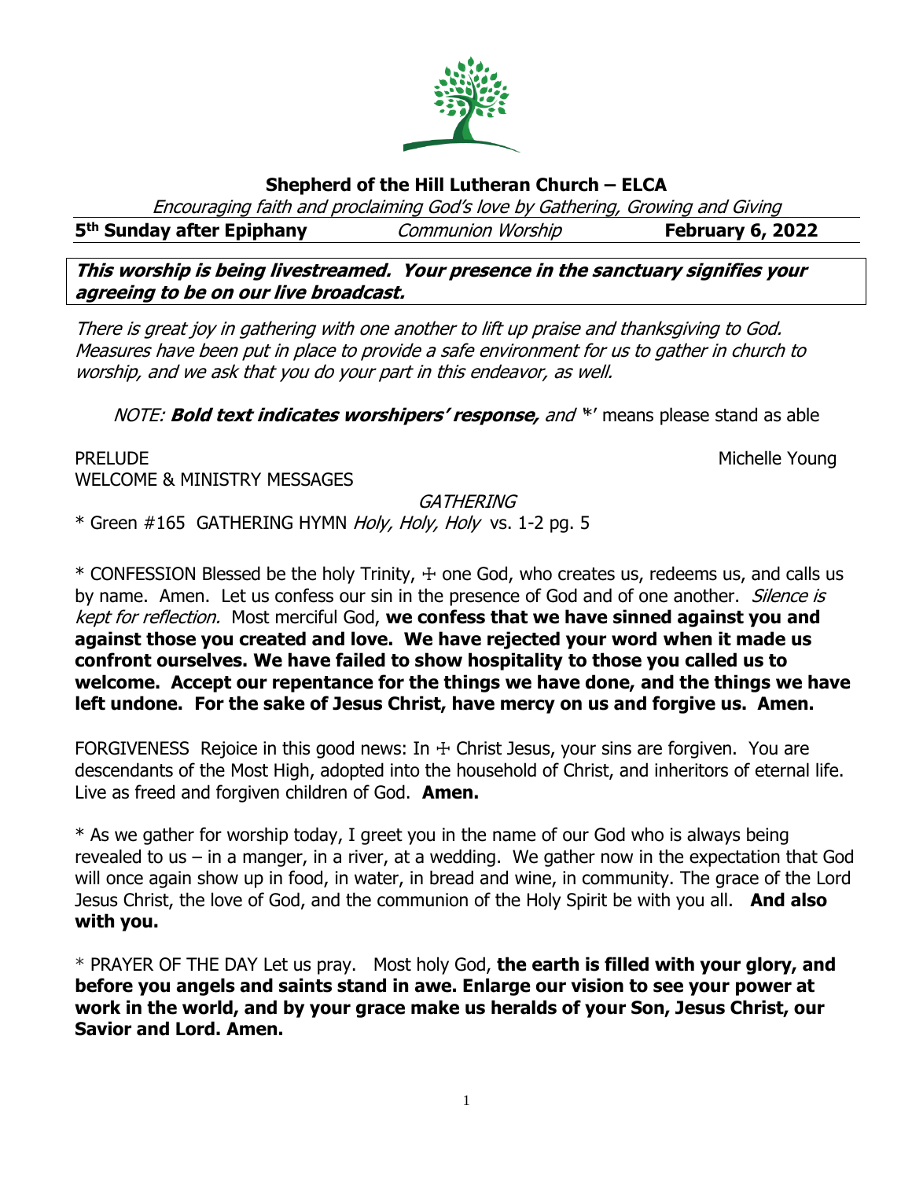# Shepherd of the Hill Lutheran Church – ELCA

*Encouraging faith and proclaiming God's love by Gathering, Growing and Giving*

**5th Sunday after Epiphany** *Communion Worship* **February 6, 2022**

***This worship is being livestreamed. Your presence in the sanctuary signifies your agreeing to be on our live broadcast.***

*There is great joy in gathering with one another to lift up praise and thanksgiving to God. Measures have been put in place to provide a safe environment for us to gather in church to worship, and we ask that you do your part in this endeavor, as well.*

*NOTE:* ***Bold text indicates worshipers' response,*** *and* '*' means please stand as able

PRELUDE Michelle Young

WELCOME & MINISTRY MESSAGES

*GATHERING*

* Green #165 GATHERING HYMN *Holy, Holy, Holy* vs. 1-2 pg. 5

* CONFESSION Blessed be the holy Trinity, ☩ one God, who creates us, redeems us, and calls us by name. Amen. Let us confess our sin in the presence of God and of one another. *Silence is kept for reflection.* Most merciful God, **we confess that we have sinned against you and against those you created and love. We have rejected your word when it made us confront ourselves. We have failed to show hospitality to those you called us to welcome. Accept our repentance for the things we have done, and the things we have left undone. For the sake of Jesus Christ, have mercy on us and forgive us. Amen.**

FORGIVENESS Rejoice in this good news: In ☩ Christ Jesus, your sins are forgiven. You are descendants of the Most High, adopted into the household of Christ, and inheritors of eternal life. Live as freed and forgiven children of God. **Amen.**

* As we gather for worship today, I greet you in the name of our God who is always being revealed to us – in a manger, in a river, at a wedding. We gather now in the expectation that God will once again show up in food, in water, in bread and wine, in community. The grace of the Lord Jesus Christ, the love of God, and the communion of the Holy Spirit be with you all. **And also with you.**

* PRAYER OF THE DAY Let us pray. Most holy God, **the earth is filled with your glory, and before you angels and saints stand in awe. Enlarge our vision to see your power at work in the world, and by your grace make us heralds of your Son, Jesus Christ, our Savior and Lord. Amen.**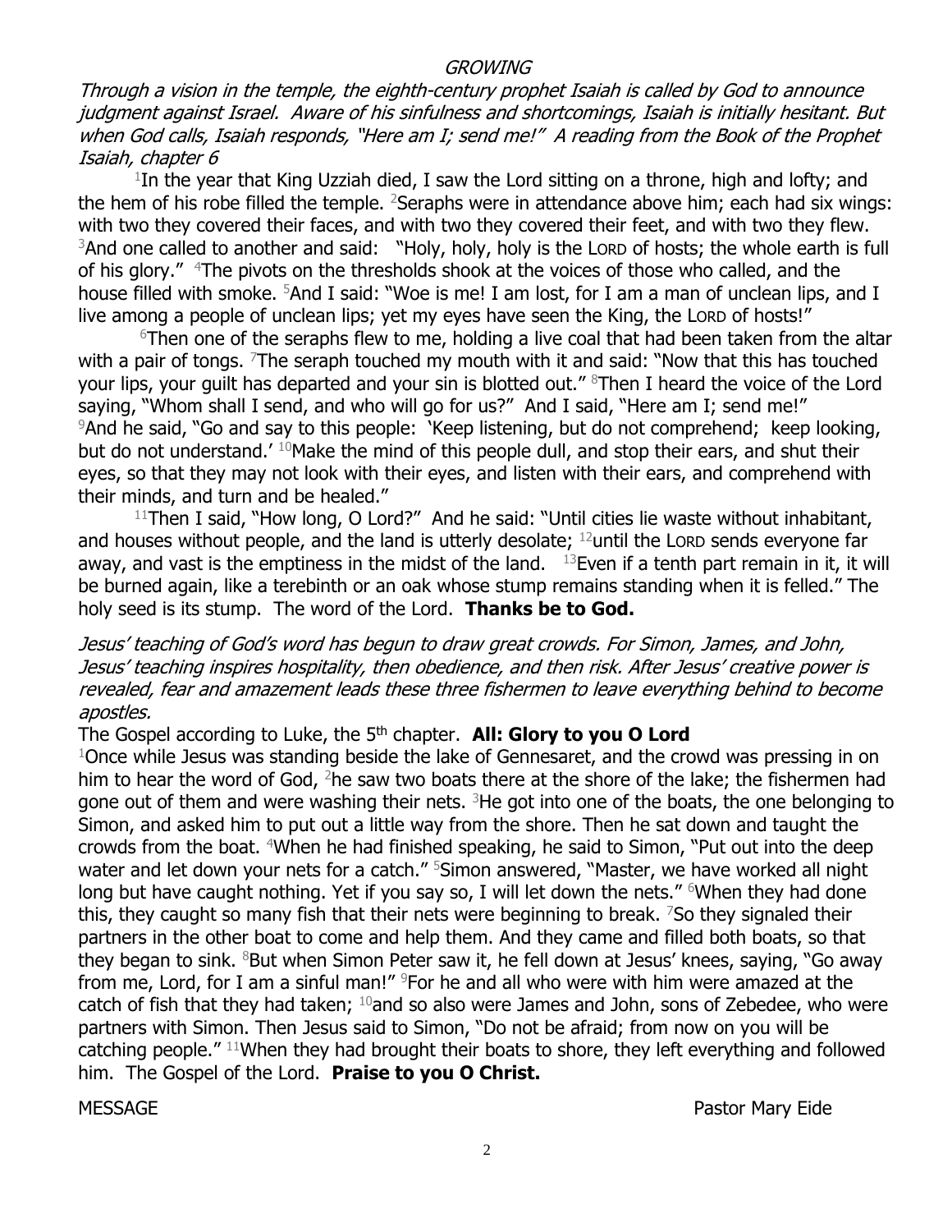*GROWING*

*Through a vision in the temple, the eighth-century prophet Isaiah is called by God to announce judgment against Israel. Aware of his sinfulness and shortcomings, Isaiah is initially hesitant. But when God calls, Isaiah responds, "Here am I; send me!" A reading from the Book of the Prophet Isaiah, chapter 6*

[1]In the year that King Uzziah died, I saw the Lord sitting on a throne, high and lofty; and the hem of his robe filled the temple. [2]Seraphs were in attendance above him; each had six wings: with two they covered their faces, and with two they covered their feet, and with two they flew. [3]And one called to another and said: "Holy, holy, holy is the LORD of hosts; the whole earth is full of his glory." [4]The pivots on the thresholds shook at the voices of those who called, and the house filled with smoke. [5]And I said: "Woe is me! I am lost, for I am a man of unclean lips, and I live among a people of unclean lips; yet my eyes have seen the King, the LORD of hosts!"

[6]Then one of the seraphs flew to me, holding a live coal that had been taken from the altar with a pair of tongs. [7]The seraph touched my mouth with it and said: "Now that this has touched your lips, your guilt has departed and your sin is blotted out." [8]Then I heard the voice of the Lord saying, "Whom shall I send, and who will go for us?" And I said, "Here am I; send me!" [9]And he said, "Go and say to this people: 'Keep listening, but do not comprehend; keep looking, but do not understand.' [10]Make the mind of this people dull, and stop their ears, and shut their eyes, so that they may not look with their eyes, and listen with their ears, and comprehend with their minds, and turn and be healed."

[11]Then I said, "How long, O Lord?" And he said: "Until cities lie waste without inhabitant, and houses without people, and the land is utterly desolate; [12]until the LORD sends everyone far away, and vast is the emptiness in the midst of the land. [13]Even if a tenth part remain in it, it will be burned again, like a terebinth or an oak whose stump remains standing when it is felled." The holy seed is its stump. The word of the Lord. **Thanks be to God.**

*Jesus' teaching of God's word has begun to draw great crowds. For Simon, James, and John, Jesus' teaching inspires hospitality, then obedience, and then risk. After Jesus' creative power is revealed, fear and amazement leads these three fishermen to leave everything behind to become apostles.*

The Gospel according to Luke, the 5th chapter. **All: Glory to you O Lord**

[1]Once while Jesus was standing beside the lake of Gennesaret, and the crowd was pressing in on him to hear the word of God, [2]he saw two boats there at the shore of the lake; the fishermen had gone out of them and were washing their nets. [3]He got into one of the boats, the one belonging to Simon, and asked him to put out a little way from the shore. Then he sat down and taught the crowds from the boat. [4]When he had finished speaking, he said to Simon, "Put out into the deep water and let down your nets for a catch." [5]Simon answered, "Master, we have worked all night long but have caught nothing. Yet if you say so, I will let down the nets." [6]When they had done this, they caught so many fish that their nets were beginning to break. [7]So they signaled their partners in the other boat to come and help them. And they came and filled both boats, so that they began to sink. [8]But when Simon Peter saw it, he fell down at Jesus' knees, saying, "Go away from me, Lord, for I am a sinful man!" [9]For he and all who were with him were amazed at the catch of fish that they had taken; [10]and so also were James and John, sons of Zebedee, who were partners with Simon. Then Jesus said to Simon, "Do not be afraid; from now on you will be catching people." [11]When they had brought their boats to shore, they left everything and followed him. The Gospel of the Lord. **Praise to you O Christ.**

MESSAGE Pastor Mary Eide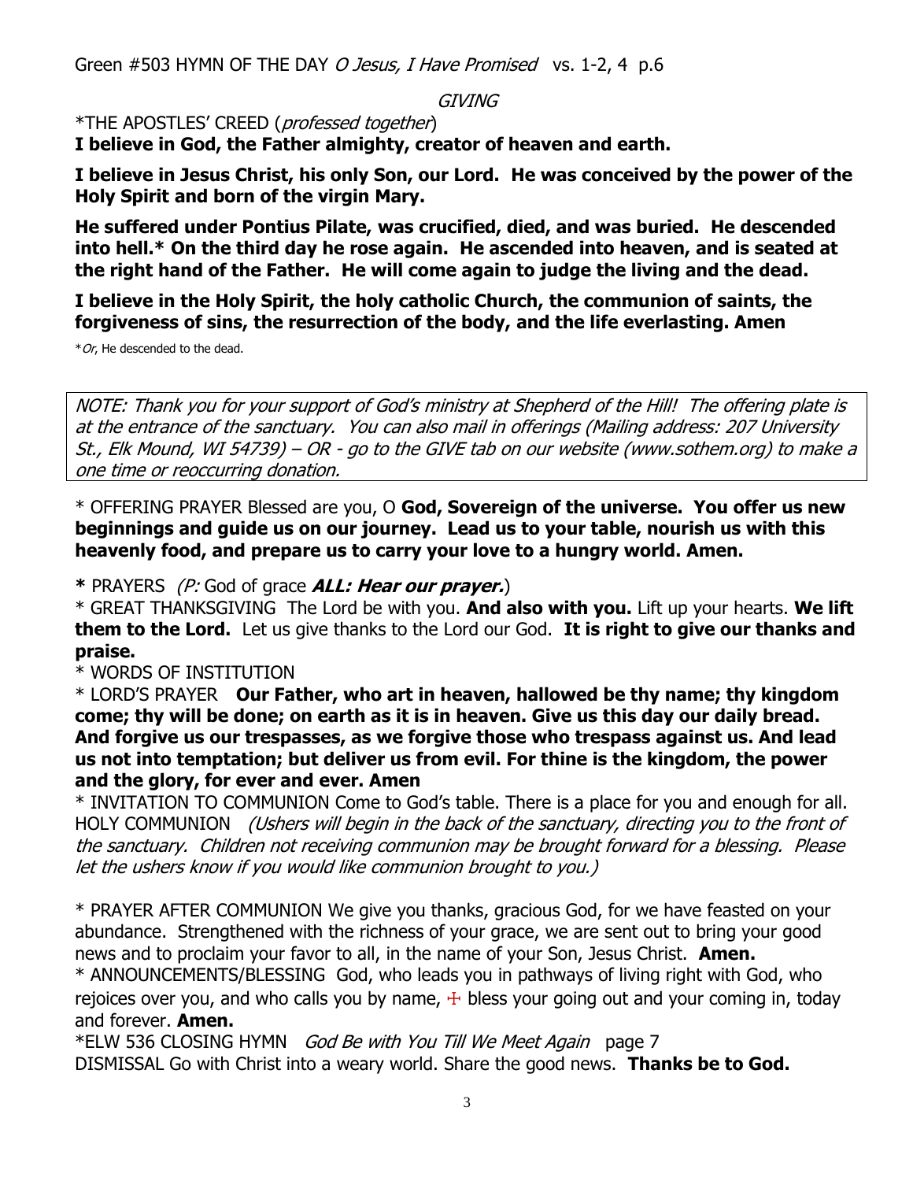Green #503 HYMN OF THE DAY *O Jesus, I Have Promised* vs. 1-2, 4 p.6

*GIVING*

*THE APOSTLES' CREED (*professed together*)

**I believe in God, the Father almighty, creator of heaven and earth.**

**I believe in Jesus Christ, his only Son, our Lord. He was conceived by the power of the Holy Spirit and born of the virgin Mary.**

**He suffered under Pontius Pilate, was crucified, died, and was buried. He descended into hell.* On the third day he rose again. He ascended into heaven, and is seated at the right hand of the Father. He will come again to judge the living and the dead.**

**I believe in the Holy Spirit, the holy catholic Church, the communion of saints, the forgiveness of sins, the resurrection of the body, and the life everlasting. Amen**

**Or*, He descended to the dead.

*NOTE: Thank you for your support of God's ministry at Shepherd of the Hill! The offering plate is at the entrance of the sanctuary. You can also mail in offerings (Mailing address: 207 University St., Elk Mound, WI 54739) – OR - go to the GIVE tab on our website (www.sothem.org) to make a one time or reoccurring donation.*

\* OFFERING PRAYER Blessed are you, O **God, Sovereign of the universe. You offer us new beginnings and guide us on our journey. Lead us to your table, nourish us with this heavenly food, and prepare us to carry your love to a hungry world. Amen.**

**\*** PRAYERS *(P:* God of grace ***ALL: Hear our prayer.***)

\* GREAT THANKSGIVING The Lord be with you. **And also with you.** Lift up your hearts. **We lift them to the Lord.** Let us give thanks to the Lord our God. **It is right to give our thanks and praise.**

\* WORDS OF INSTITUTION

\* LORD'S PRAYER **Our Father, who art in heaven, hallowed be thy name; thy kingdom come; thy will be done; on earth as it is in heaven. Give us this day our daily bread. And forgive us our trespasses, as we forgive those who trespass against us. And lead us not into temptation; but deliver us from evil. For thine is the kingdom, the power and the glory, for ever and ever. Amen**

\* INVITATION TO COMMUNION Come to God's table. There is a place for you and enough for all.
HOLY COMMUNION *(Ushers will begin in the back of the sanctuary, directing you to the front of the sanctuary. Children not receiving communion may be brought forward for a blessing. Please let the ushers know if you would like communion brought to you.)*

\* PRAYER AFTER COMMUNION We give you thanks, gracious God, for we have feasted on your abundance. Strengthened with the richness of your grace, we are sent out to bring your good news and to proclaim your favor to all, in the name of your Son, Jesus Christ. **Amen.**

\* ANNOUNCEMENTS/BLESSING God, who leads you in pathways of living right with God, who rejoices over you, and who calls you by name, ☩ bless your going out and your coming in, today and forever. **Amen.**

*ELW 536 CLOSING HYMN *God Be with You Till We Meet Again* page 7

DISMISSAL Go with Christ into a weary world. Share the good news. **Thanks be to God.**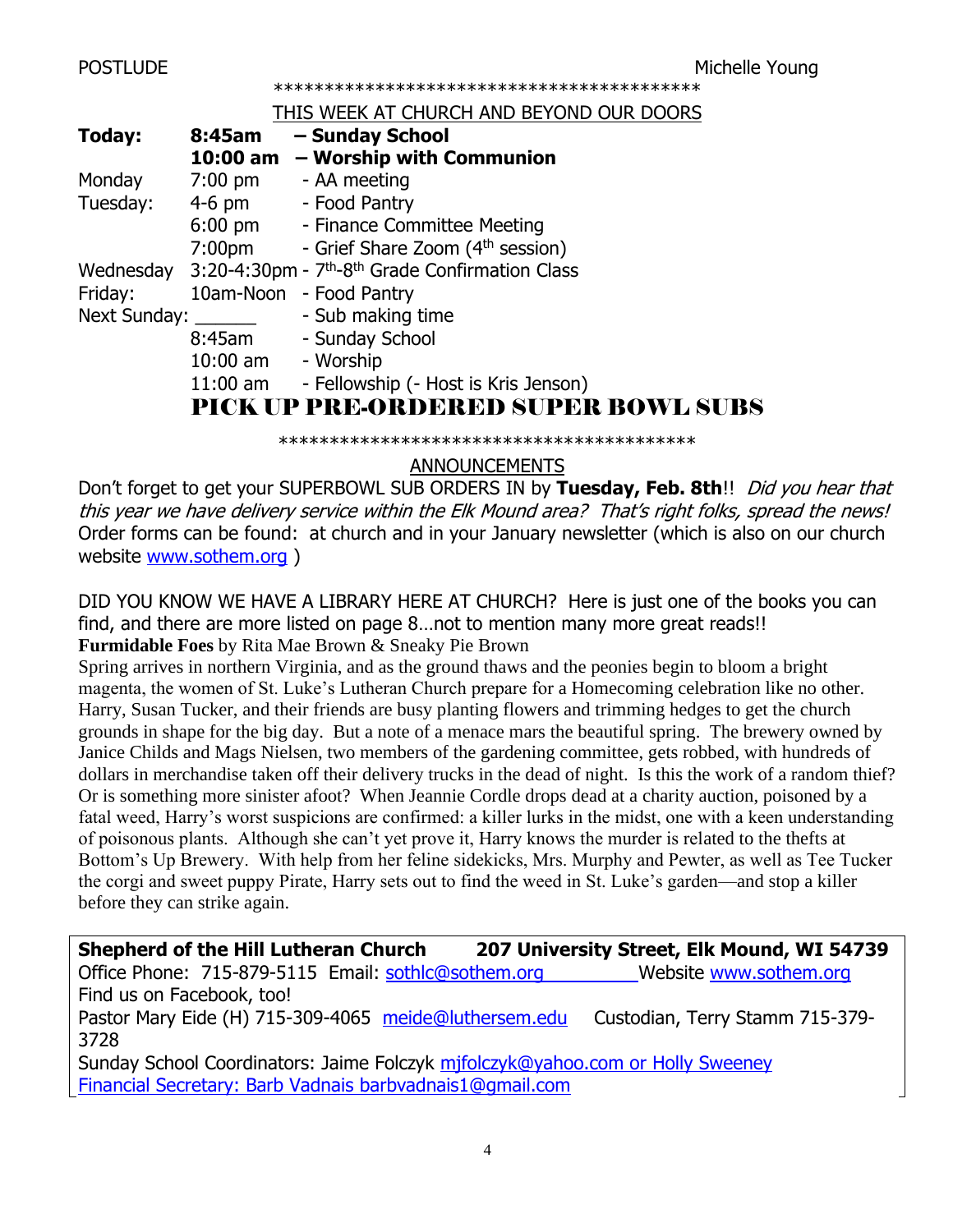POSTLUDE Michelle Young

******************************************

THIS WEEK AT CHURCH AND BEYOND OUR DOORS

| | | |
|---|---|---|
| **Today:** | **8:45am** | **– Sunday School** |
| | **10:00 am** | **– Worship with Communion** |
| Monday | 7:00 pm | - AA meeting |
| Tuesday: | 4-6 pm | - Food Pantry |
| | 6:00 pm | - Finance Committee Meeting |
| | 7:00pm | - Grief Share Zoom (4th session) |
| Wednesday | 3:20-4:30pm | - 7th-8th Grade Confirmation Class |
| Friday: | 10am-Noon | - Food Pantry |
| Next Sunday: | ______ | - Sub making time |
| | 8:45am | - Sunday School |
| | 10:00 am | - Worship |
| | 11:00 am | - Fellowship (- Host is Kris Jenson) |

**PICK UP PRE-ORDERED SUPER BOWL SUBS**

******************************************

ANNOUNCEMENTS

Don't forget to get your SUPERBOWL SUB ORDERS IN by **Tuesday, Feb. 8th**!! *Did you hear that this year we have delivery service within the Elk Mound area? That's right folks, spread the news!* Order forms can be found: at church and in your January newsletter (which is also on our church website www.sothem.org )

DID YOU KNOW WE HAVE A LIBRARY HERE AT CHURCH? Here is just one of the books you can find, and there are more listed on page 8…not to mention many more great reads!!

**Furmidable Foes** by Rita Mae Brown & Sneaky Pie Brown

Spring arrives in northern Virginia, and as the ground thaws and the peonies begin to bloom a bright magenta, the women of St. Luke's Lutheran Church prepare for a Homecoming celebration like no other. Harry, Susan Tucker, and their friends are busy planting flowers and trimming hedges to get the church grounds in shape for the big day. But a note of a menace mars the beautiful spring. The brewery owned by Janice Childs and Mags Nielsen, two members of the gardening committee, gets robbed, with hundreds of dollars in merchandise taken off their delivery trucks in the dead of night. Is this the work of a random thief? Or is something more sinister afoot? When Jeannie Cordle drops dead at a charity auction, poisoned by a fatal weed, Harry's worst suspicions are confirmed: a killer lurks in the midst, one with a keen understanding of poisonous plants. Although she can't yet prove it, Harry knows the murder is related to the thefts at Bottom's Up Brewery. With help from her feline sidekicks, Mrs. Murphy and Pewter, as well as Tee Tucker the corgi and sweet puppy Pirate, Harry sets out to find the weed in St. Luke's garden—and stop a killer before they can strike again.

**Shepherd of the Hill Lutheran Church 207 University Street, Elk Mound, WI 54739**
Office Phone: 715-879-5115 Email: sothlc@sothem.org Website www.sothem.org
Find us on Facebook, too!
Pastor Mary Eide (H) 715-309-4065 meide@luthersem.edu Custodian, Terry Stamm 715-379-3728
Sunday School Coordinators: Jaime Folczyk mjfolczyk@yahoo.com or Holly Sweeney
Financial Secretary: Barb Vadnais barbvadnais1@gmail.com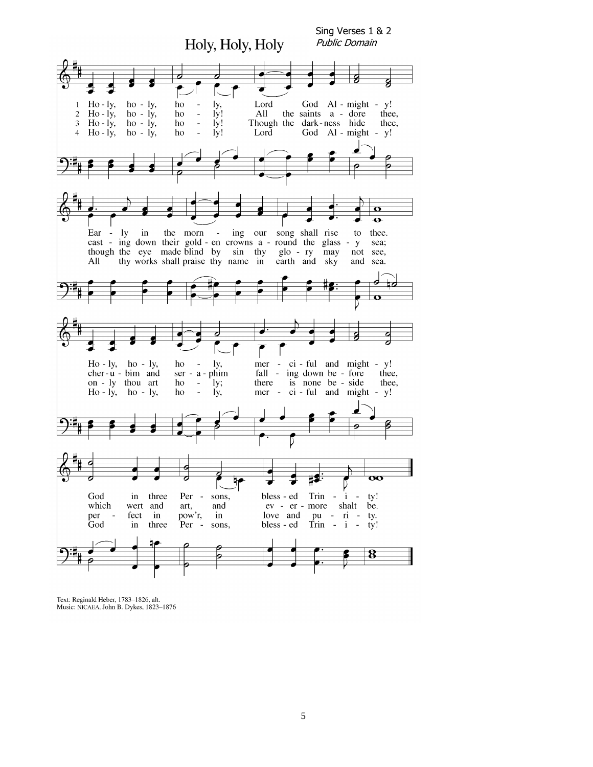Sing Verses 1 & 2
*Public Domain*

# Holy, Holy, Holy

1. Holy, holy, holy, Lord God Almighty! Early in the morning our song shall rise to thee. Holy, holy, holy, merciful and mighty! God in three Persons, blessed Trinity!

2. Holy, holy, holy! All the saints adore thee, casting down their golden crowns around the glassy sea; cherubim and seraphim falling down before thee, which wert and art, and evermore shalt be.

3. Holy, holy, holy! Though the darkness hide thee, though the eye made blind by sin thy glory may not see, only thou art holy; there is none beside thee, perfect in pow'r, in love and purity.

4. Holy, holy, holy! Lord God Almighty! All thy works shall praise thy name in earth and sky and sea. Holy, holy, holy, merciful and mighty! God in three Persons, blessed Trinity!

Text: Reginald Heber, 1783–1826, alt.
Music: NICAEA, John B. Dykes, 1823–1876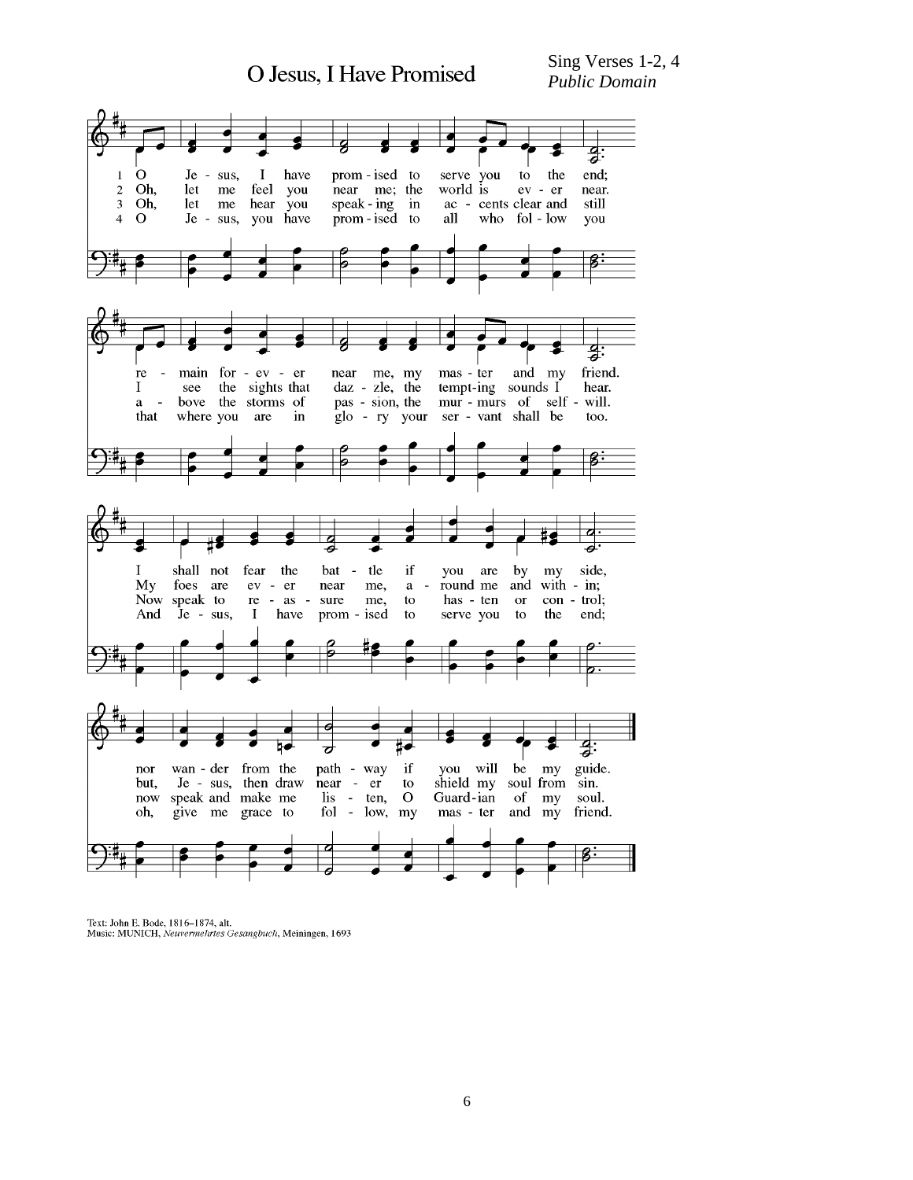# O Jesus, I Have Promised

Sing Verses 1-2, 4
*Public Domain*

1 O Jesus, I have promised to serve you to the end;
remain forever near me, my master and my friend.
I shall not fear the battle if you are by my side,
nor wander from the pathway if you will be my guide.

2 Oh, let me feel you near me; the world is ever near.
I see the sights that dazzle, the tempting sounds I hear.
My foes are ever near me, around me and within;
but, Jesus, then draw nearer to shield my soul from sin.

3 Oh, let me hear you speaking in accents clear and still
above the storms of passion, the murmurs of self-will.
Now speak to reassure me, to hasten or control;
now speak and make me listen, O Guardian of my soul.

4 O Jesus, you have promised to all who follow you
that where you are in glory your servant shall be too.
And Jesus, I have promised to serve you to the end;
oh, give me grace to follow, my master and my friend.

Text: John E. Bode, 1816–1874, alt.
Music: MUNICH, *Neuvermehrtes Gesangbuch*, Meiningen, 1693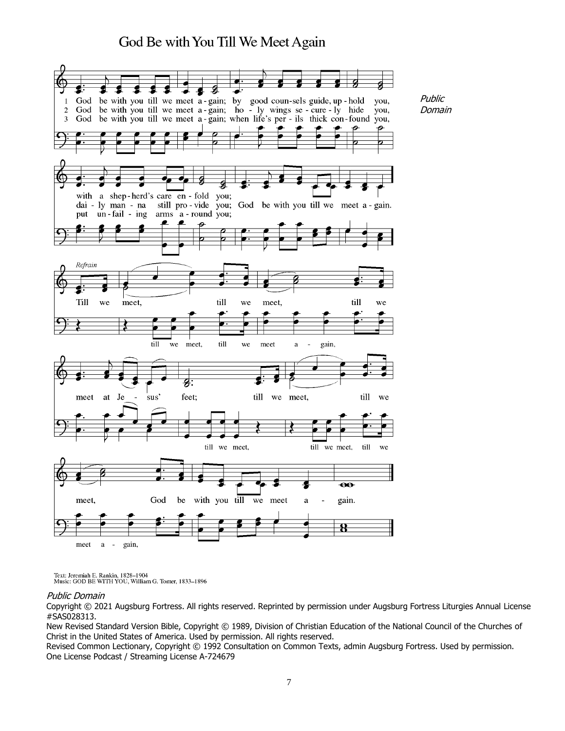# God Be with You Till We Meet Again

*Public Domain*

1 God be with you till we meet a-gain; by good coun-sels guide, up-hold you, with a shep-herd's care en-fold you;
2 God be with you till we meet a-gain; ho-ly wings se-cure-ly hide you, dai-ly man-na still pro-vide you; God be with you till we meet a-gain.
3 God be with you till we meet a-gain; when life's per-ils thick con-found you, put un-fail-ing arms a-round you;

*Refrain*
Till we meet, till we meet, till we meet at Je-sus' feet; till we meet, till we meet, God be with you till we meet a-gain.

(lower voices: till we meet, till we meet a-gain, till we meet, till we meet, till we meet a-gain,)

Text: Jeremiah E. Rankin, 1828–1904
Music: GOD BE WITH YOU, William G. Tomer, 1833–1896

*Public Domain*

Copyright © 2021 Augsburg Fortress. All rights reserved. Reprinted by permission under Augsburg Fortress Liturgies Annual License #SAS028313.

New Revised Standard Version Bible, Copyright © 1989, Division of Christian Education of the National Council of the Churches of Christ in the United States of America. Used by permission. All rights reserved.

Revised Common Lectionary, Copyright © 1992 Consultation on Common Texts, admin Augsburg Fortress. Used by permission.

One License Podcast / Streaming License A-724679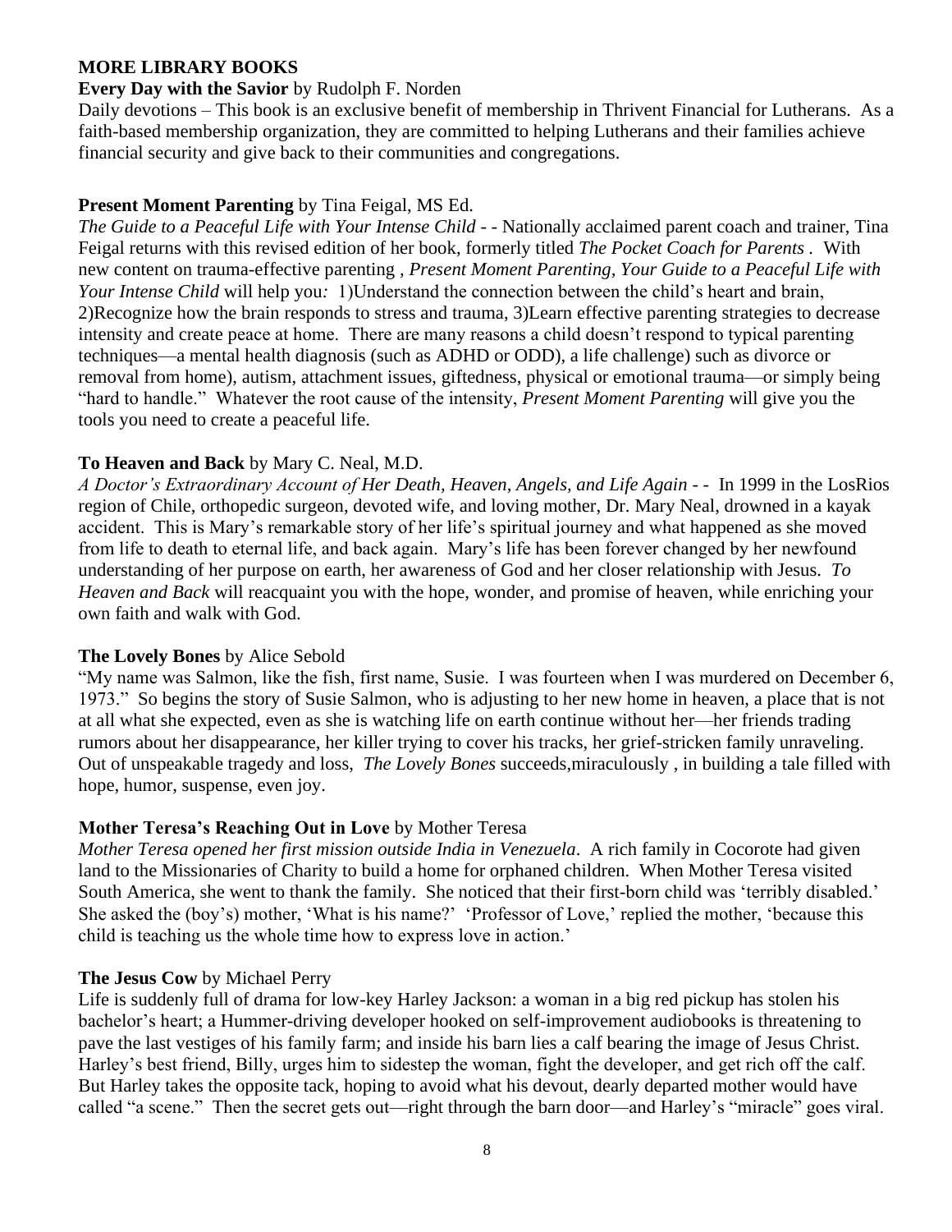## MORE LIBRARY BOOKS

**Every Day with the Savior** by Rudolph F. Norden

Daily devotions – This book is an exclusive benefit of membership in Thrivent Financial for Lutherans. As a faith-based membership organization, they are committed to helping Lutherans and their families achieve financial security and give back to their communities and congregations.

**Present Moment Parenting** by Tina Feigal, MS Ed.

*The Guide to a Peaceful Life with Your Intense Child* - - Nationally acclaimed parent coach and trainer, Tina Feigal returns with this revised edition of her book, formerly titled *The Pocket Coach for Parents* . With new content on trauma-effective parenting , *Present Moment Parenting, Your Guide to a Peaceful Life with Your Intense Child* will help you*:* 1)Understand the connection between the child's heart and brain, 2)Recognize how the brain responds to stress and trauma, 3)Learn effective parenting strategies to decrease intensity and create peace at home. There are many reasons a child doesn't respond to typical parenting techniques—a mental health diagnosis (such as ADHD or ODD), a life challenge) such as divorce or removal from home), autism, attachment issues, giftedness, physical or emotional trauma—or simply being "hard to handle." Whatever the root cause of the intensity, *Present Moment Parenting* will give you the tools you need to create a peaceful life.

**To Heaven and Back** by Mary C. Neal, M.D.

*A Doctor's Extraordinary Account of Her Death, Heaven, Angels, and Life Again* - - In 1999 in the LosRios region of Chile, orthopedic surgeon, devoted wife, and loving mother, Dr. Mary Neal, drowned in a kayak accident. This is Mary's remarkable story of her life's spiritual journey and what happened as she moved from life to death to eternal life, and back again. Mary's life has been forever changed by her newfound understanding of her purpose on earth, her awareness of God and her closer relationship with Jesus. *To Heaven and Back* will reacquaint you with the hope, wonder, and promise of heaven, while enriching your own faith and walk with God.

**The Lovely Bones** by Alice Sebold

"My name was Salmon, like the fish, first name, Susie. I was fourteen when I was murdered on December 6, 1973." So begins the story of Susie Salmon, who is adjusting to her new home in heaven, a place that is not at all what she expected, even as she is watching life on earth continue without her—her friends trading rumors about her disappearance, her killer trying to cover his tracks, her grief-stricken family unraveling. Out of unspeakable tragedy and loss, *The Lovely Bones* succeeds,miraculously , in building a tale filled with hope, humor, suspense, even joy.

**Mother Teresa's Reaching Out in Love** by Mother Teresa

*Mother Teresa opened her first mission outside India in Venezuela*. A rich family in Cocorote had given land to the Missionaries of Charity to build a home for orphaned children. When Mother Teresa visited South America, she went to thank the family. She noticed that their first-born child was 'terribly disabled.' She asked the (boy's) mother, 'What is his name?' 'Professor of Love,' replied the mother, 'because this child is teaching us the whole time how to express love in action.'

**The Jesus Cow** by Michael Perry

Life is suddenly full of drama for low-key Harley Jackson: a woman in a big red pickup has stolen his bachelor's heart; a Hummer-driving developer hooked on self-improvement audiobooks is threatening to pave the last vestiges of his family farm; and inside his barn lies a calf bearing the image of Jesus Christ. Harley's best friend, Billy, urges him to sidestep the woman, fight the developer, and get rich off the calf. But Harley takes the opposite tack, hoping to avoid what his devout, dearly departed mother would have called "a scene." Then the secret gets out—right through the barn door—and Harley's "miracle" goes viral.